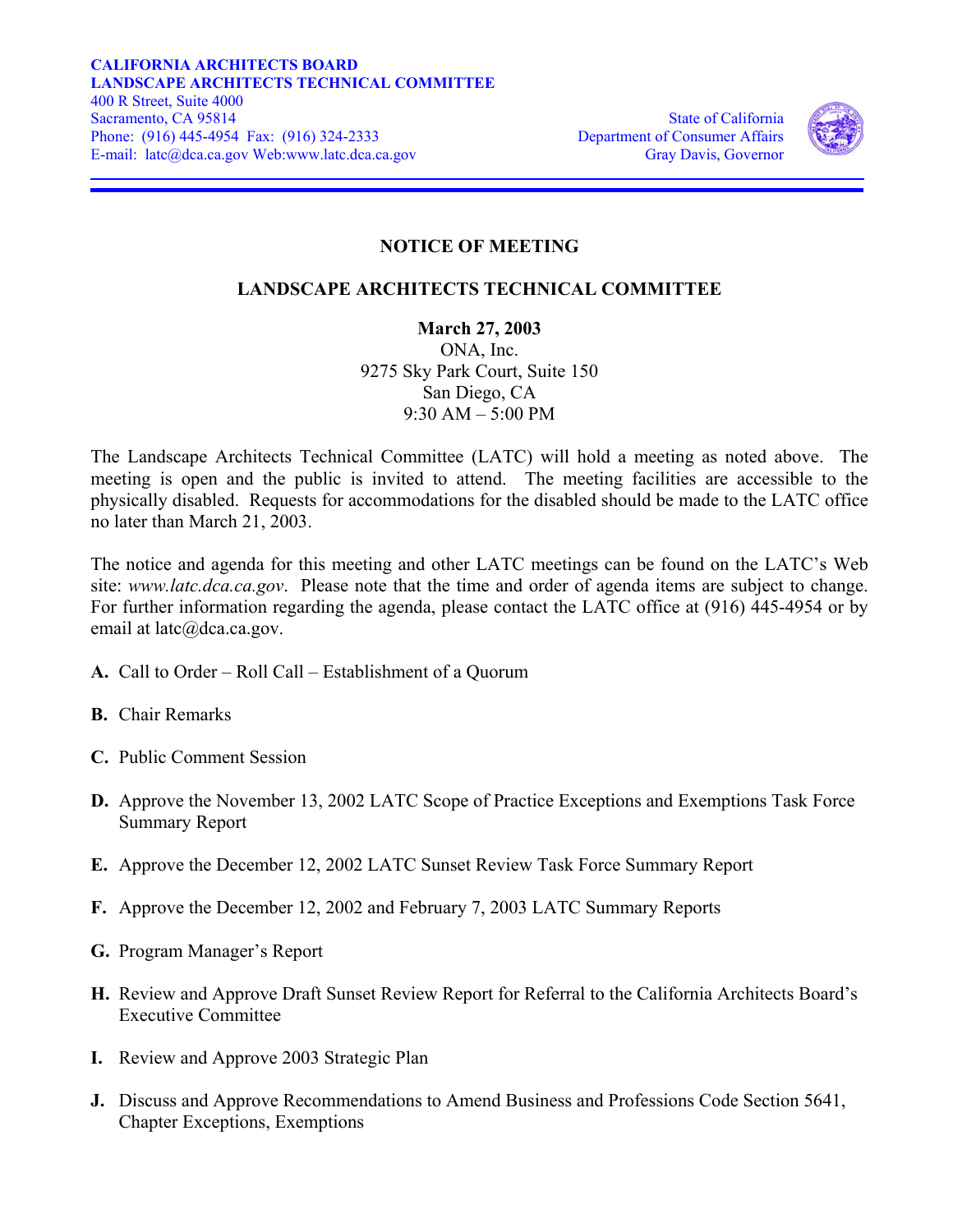**CALIFORNIA ARCHITECTS BOARD**
**LANDSCAPE ARCHITECTS TECHNICAL COMMITTEE**
400 R Street, Suite 4000
Sacramento, CA 95814
Phone: (916) 445-4954 Fax: (916) 324-2333
E-mail: latc@dca.ca.gov Web:www.latc.dca.ca.gov

State of California
Department of Consumer Affairs
Gray Davis, Governor

---

# NOTICE OF MEETING

## LANDSCAPE ARCHITECTS TECHNICAL COMMITTEE

**March 27, 2003**
ONA, Inc.
9275 Sky Park Court, Suite 150
San Diego, CA
9:30 AM – 5:00 PM

The Landscape Architects Technical Committee (LATC) will hold a meeting as noted above. The meeting is open and the public is invited to attend. The meeting facilities are accessible to the physically disabled. Requests for accommodations for the disabled should be made to the LATC office no later than March 21, 2003.

The notice and agenda for this meeting and other LATC meetings can be found on the LATC's Web site: *www.latc.dca.ca.gov*. Please note that the time and order of agenda items are subject to change. For further information regarding the agenda, please contact the LATC office at (916) 445-4954 or by email at latc@dca.ca.gov.

**A.** Call to Order – Roll Call – Establishment of a Quorum

**B.** Chair Remarks

**C.** Public Comment Session

**D.** Approve the November 13, 2002 LATC Scope of Practice Exceptions and Exemptions Task Force Summary Report

**E.** Approve the December 12, 2002 LATC Sunset Review Task Force Summary Report

**F.** Approve the December 12, 2002 and February 7, 2003 LATC Summary Reports

**G.** Program Manager's Report

**H.** Review and Approve Draft Sunset Review Report for Referral to the California Architects Board's Executive Committee

**I.** Review and Approve 2003 Strategic Plan

**J.** Discuss and Approve Recommendations to Amend Business and Professions Code Section 5641, Chapter Exceptions, Exemptions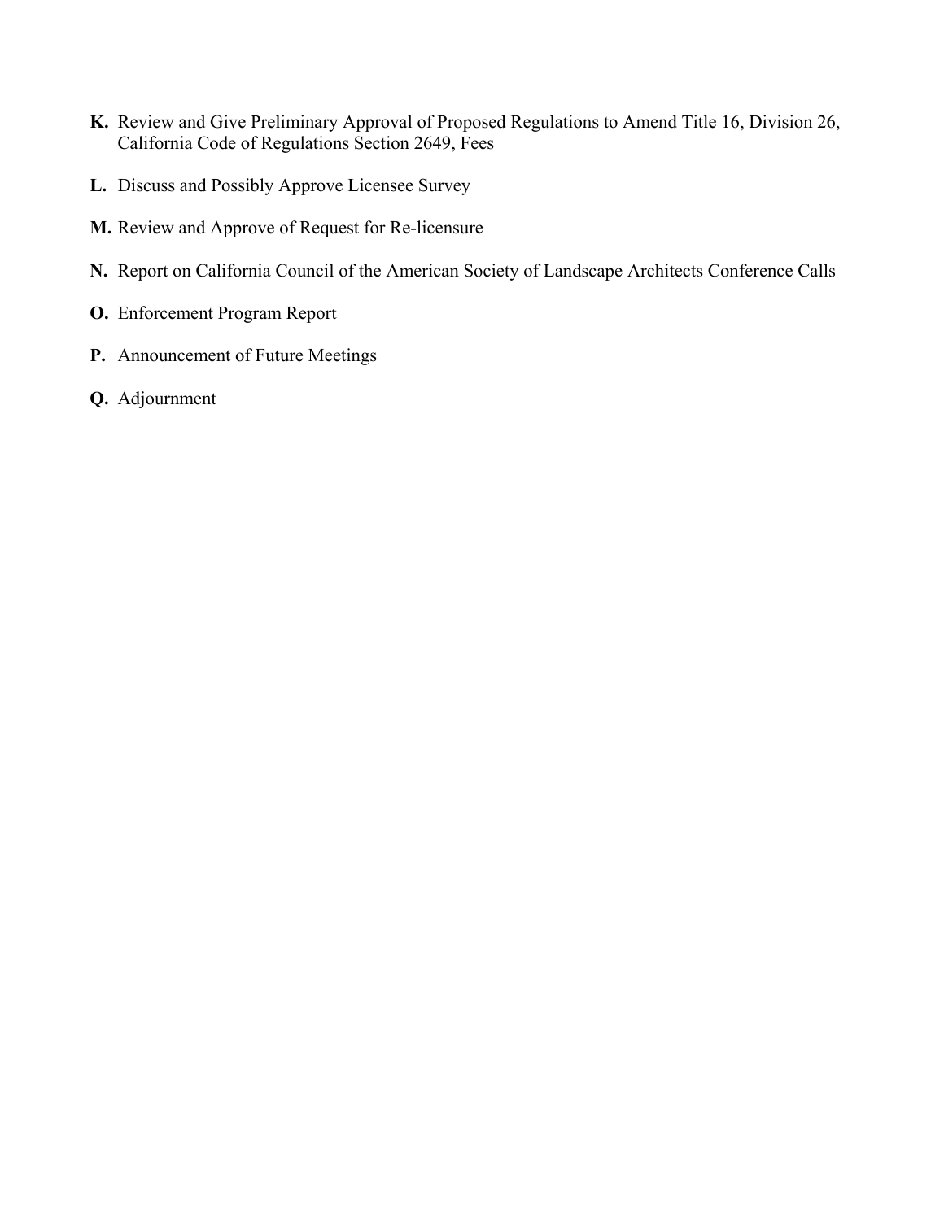**K.** Review and Give Preliminary Approval of Proposed Regulations to Amend Title 16, Division 26, California Code of Regulations Section 2649, Fees

**L.** Discuss and Possibly Approve Licensee Survey

**M.** Review and Approve of Request for Re-licensure

**N.** Report on California Council of the American Society of Landscape Architects Conference Calls

**O.** Enforcement Program Report

**P.** Announcement of Future Meetings

**Q.** Adjournment